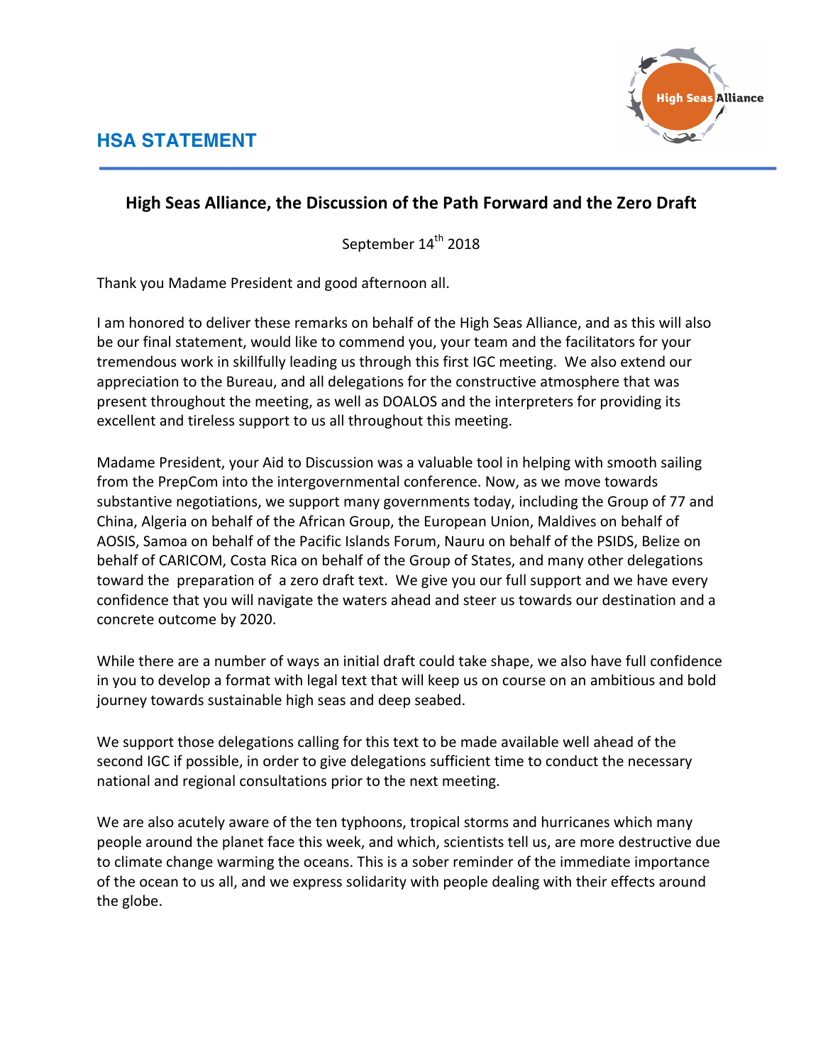## HSA STATEMENT

### High Seas Alliance, the Discussion of the Path Forward and the Zero Draft

September 14th 2018

Thank you Madame President and good afternoon all.

I am honored to deliver these remarks on behalf of the High Seas Alliance, and as this will also be our final statement, would like to commend you, your team and the facilitators for your tremendous work in skillfully leading us through this first IGC meeting. We also extend our appreciation to the Bureau, and all delegations for the constructive atmosphere that was present throughout the meeting, as well as DOALOS and the interpreters for providing its excellent and tireless support to us all throughout this meeting.

Madame President, your Aid to Discussion was a valuable tool in helping with smooth sailing from the PrepCom into the intergovernmental conference. Now, as we move towards substantive negotiations, we support many governments today, including the Group of 77 and China, Algeria on behalf of the African Group, the European Union, Maldives on behalf of AOSIS, Samoa on behalf of the Pacific Islands Forum, Nauru on behalf of the PSIDS, Belize on behalf of CARICOM, Costa Rica on behalf of the Group of States, and many other delegations toward the preparation of a zero draft text. We give you our full support and we have every confidence that you will navigate the waters ahead and steer us towards our destination and a concrete outcome by 2020.

While there are a number of ways an initial draft could take shape, we also have full confidence in you to develop a format with legal text that will keep us on course on an ambitious and bold journey towards sustainable high seas and deep seabed.

We support those delegations calling for this text to be made available well ahead of the second IGC if possible, in order to give delegations sufficient time to conduct the necessary national and regional consultations prior to the next meeting.

We are also acutely aware of the ten typhoons, tropical storms and hurricanes which many people around the planet face this week, and which, scientists tell us, are more destructive due to climate change warming the oceans. This is a sober reminder of the immediate importance of the ocean to us all, and we express solidarity with people dealing with their effects around the globe.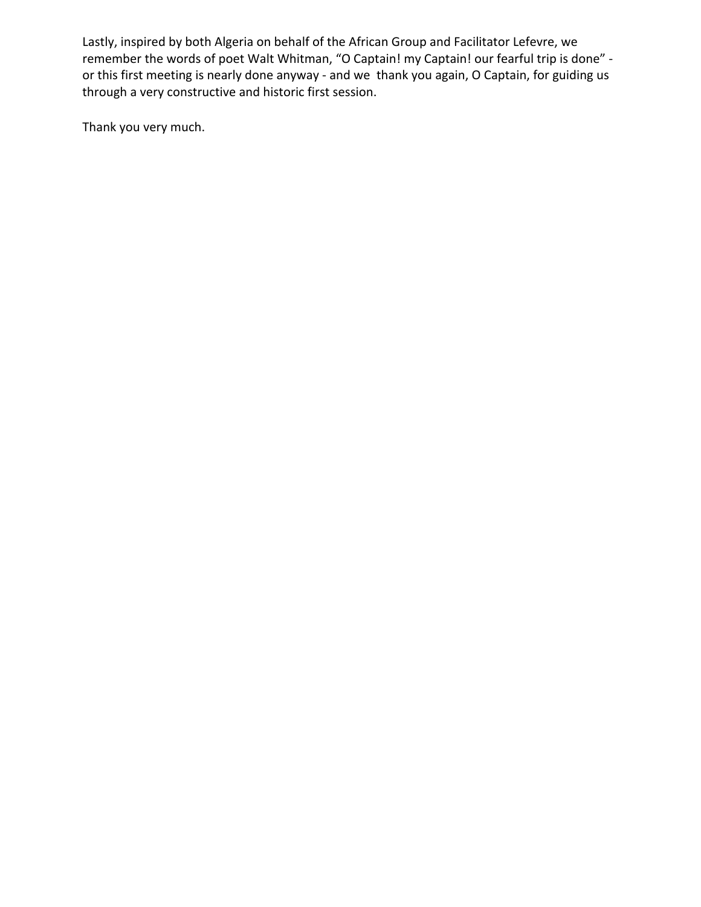Lastly, inspired by both Algeria on behalf of the African Group and Facilitator Lefevre, we remember the words of poet Walt Whitman, "O Captain! my Captain! our fearful trip is done" - or this first meeting is nearly done anyway - and we thank you again, O Captain, for guiding us through a very constructive and historic first session.

Thank you very much.